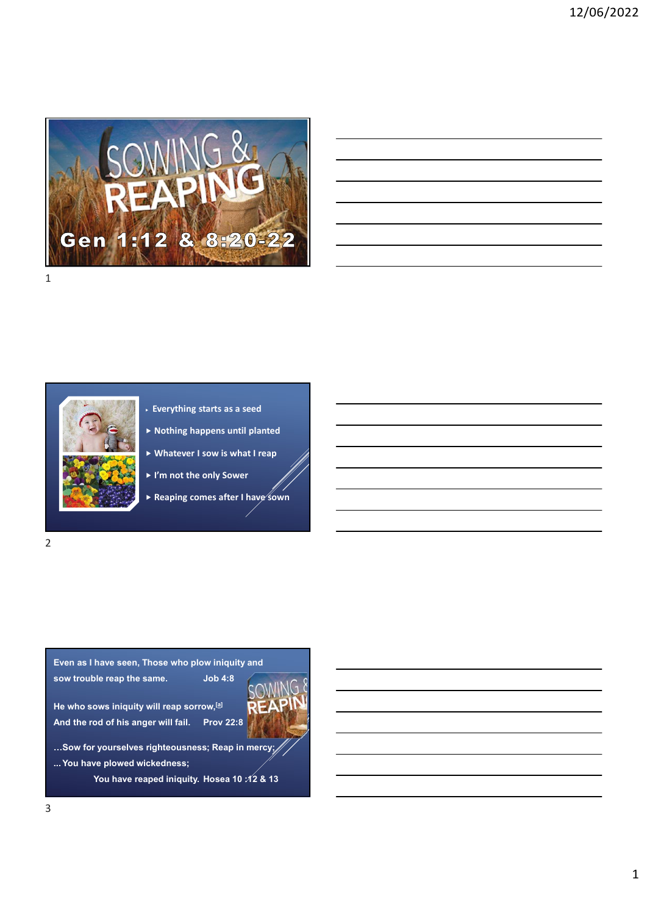# SOWING & REAPING

## Gen 1:12 & 8:20-22

- Everything starts as a seed
- Nothing happens until planted
- Whatever I sow is what I reap
- I'm not the only Sower
- Reaping comes after I have sown

**Even as I have seen, Those who plow iniquity and sow trouble reap the same.** **Job 4:8**

**He who sows iniquity will reap sorrow,[a]**
**And the rod of his anger will fail.** **Prov 22:8**

**…Sow for yourselves righteousness; Reap in mercy;**
**… You have plowed wickedness;**
**You have reaped iniquity. Hosea 10 :12 & 13**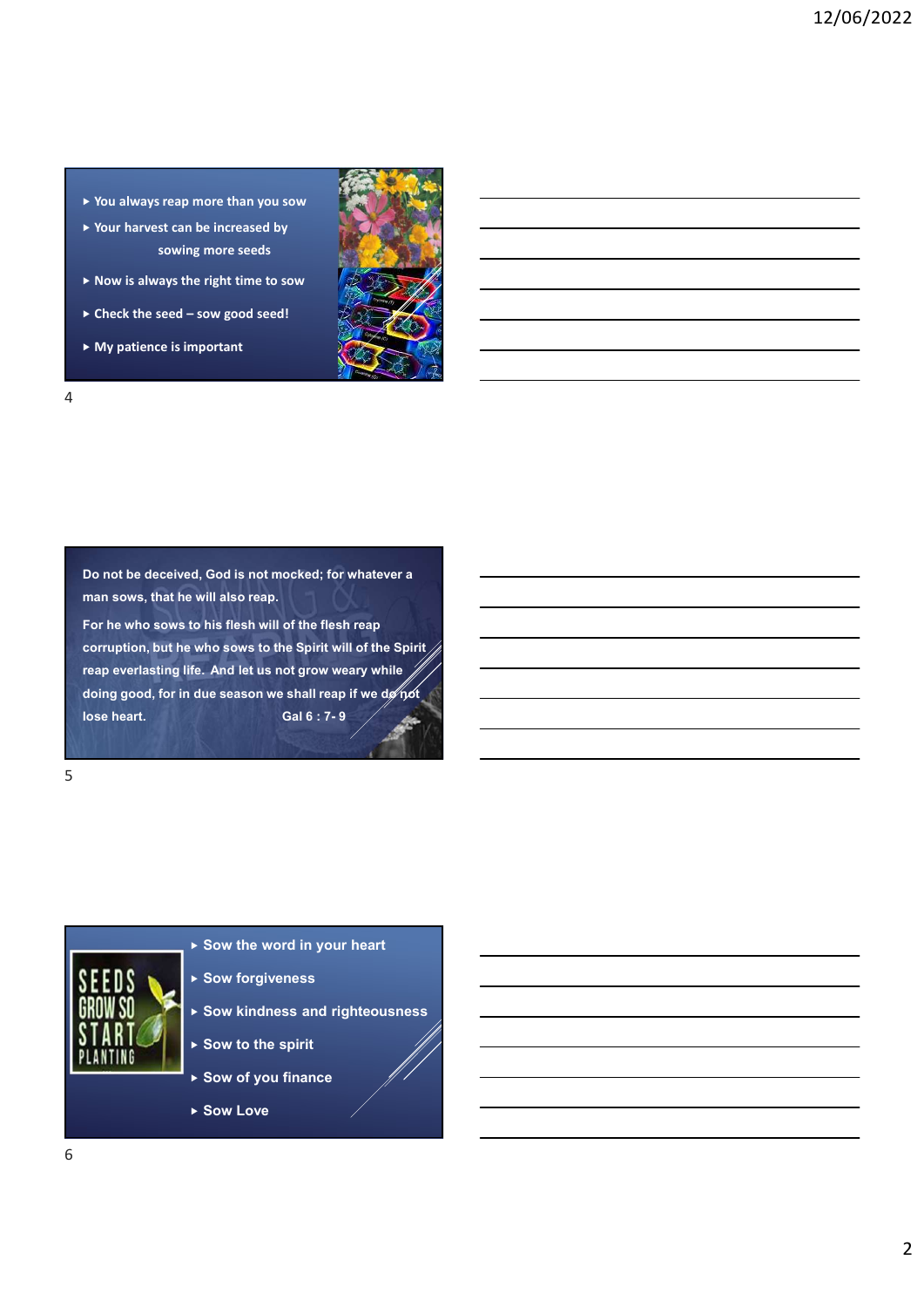- You always reap more than you sow
- Your harvest can be increased by sowing more seeds
- Now is always the right time to sow
- Check the seed – sow good seed!
- My patience is important

Do not be deceived, God is not mocked; for whatever a man sows, that he will also reap.

For he who sows to his flesh will of the flesh reap corruption, but he who sows to the Spirit will of the Spirit reap everlasting life. And let us not grow weary while doing good, for in due season we shall reap if we do not lose heart. Gal 6 : 7- 9

- Sow the word in your heart
- Sow forgiveness
- Sow kindness and righteousness
- Sow to the spirit
- Sow of you finance
- Sow Love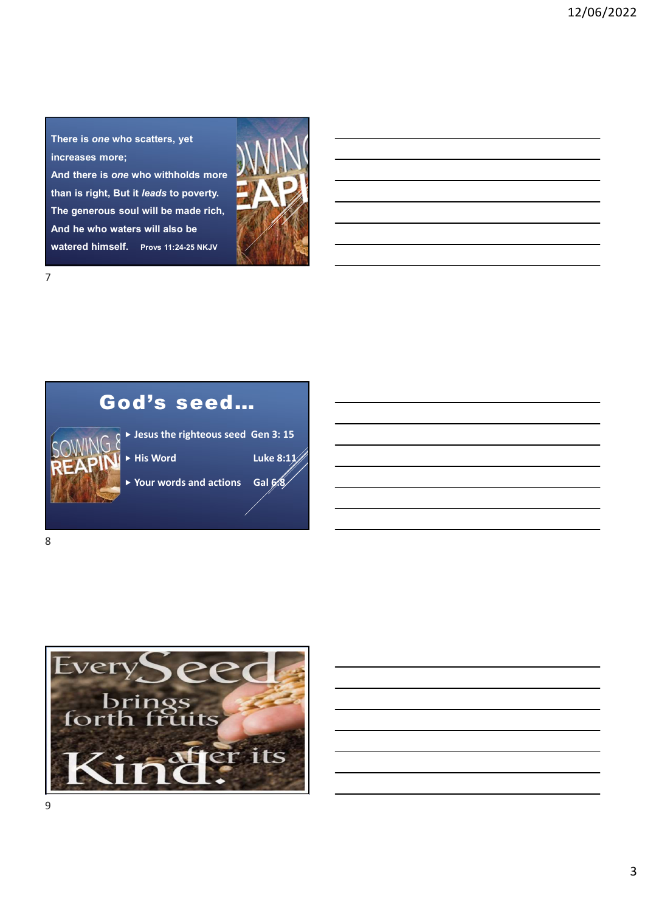There is *one* who scatters, yet increases more;
And there is *one* who withholds more than is right, But it *leads* to poverty.
The generous soul will be made rich,
And he who waters will also be watered himself. Provs 11:24-25 NKJV

## God's seed...

- Jesus the righteous seed Gen 3: 15
- His Word Luke 8:11
- Your words and actions Gal 6:8

Every Seed brings forth fruits after its Kind.